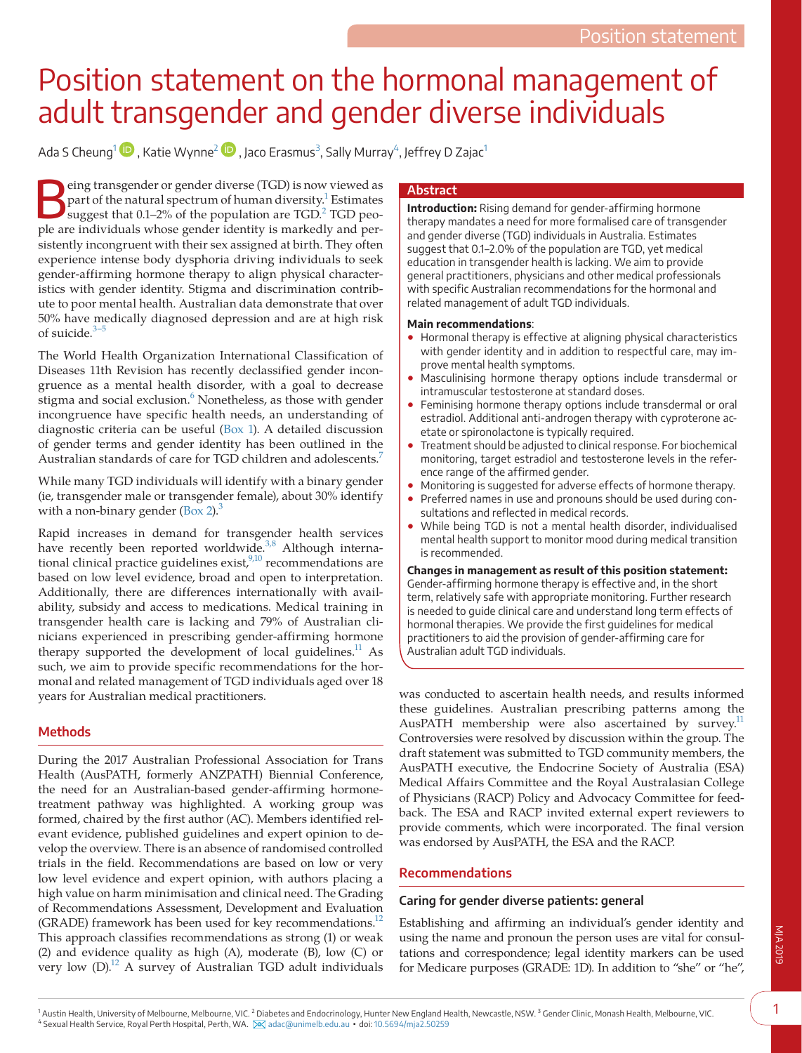# Position statement on the hormonal management of adult transgender and gender diverse individuals

Ada S Cheung[1], Katie Wynne[2], Jaco Erasmus[3], Sally Murray[4], Jeffrey D Zajac[1]

## Abstract

**Introduction:** Rising demand for gender-affirming hormone therapy mandates a need for more formalised care of transgender and gender diverse (TGD) individuals in Australia. Estimates suggest that 0.1–2.0% of the population are TGD, yet medical education in transgender health is lacking. We aim to provide general practitioners, physicians and other medical professionals with specific Australian recommendations for the hormonal and related management of adult TGD individuals.

**Main recommendations**:

- Hormonal therapy is effective at aligning physical characteristics with gender identity and in addition to respectful care, may improve mental health symptoms.
- Masculinising hormone therapy options include transdermal or intramuscular testosterone at standard doses.
- Feminising hormone therapy options include transdermal or oral estradiol. Additional anti-androgen therapy with cyproterone acetate or spironolactone is typically required.
- Treatment should be adjusted to clinical response. For biochemical monitoring, target estradiol and testosterone levels in the reference range of the affirmed gender.
- Monitoring is suggested for adverse effects of hormone therapy.
- Preferred names in use and pronouns should be used during consultations and reflected in medical records.
- While being TGD is not a mental health disorder, individualised mental health support to monitor mood during medical transition is recommended.

**Changes in management as result of this position statement:** Gender-affirming hormone therapy is effective and, in the short term, relatively safe with appropriate monitoring. Further research is needed to guide clinical care and understand long term effects of hormonal therapies. We provide the first guidelines for medical practitioners to aid the provision of gender-affirming care for Australian adult TGD individuals.

Being transgender or gender diverse (TGD) is now viewed as part of the natural spectrum of human diversity.[1] Estimates suggest that 0.1–2% of the population are TGD.[2] TGD people are individuals whose gender identity is markedly and persistently incongruent with their sex assigned at birth. They often experience intense body dysphoria driving individuals to seek gender-affirming hormone therapy to align physical characteristics with gender identity. Stigma and discrimination contribute to poor mental health. Australian data demonstrate that over 50% have medically diagnosed depression and are at high risk of suicide.[3–5]

The World Health Organization International Classification of Diseases 11th Revision has recently declassified gender incongruence as a mental health disorder, with a goal to decrease stigma and social exclusion.[6] Nonetheless, as those with gender incongruence have specific health needs, an understanding of diagnostic criteria can be useful (Box 1). A detailed discussion of gender terms and gender identity has been outlined in the Australian standards of care for TGD children and adolescents.[7]

While many TGD individuals will identify with a binary gender (ie, transgender male or transgender female), about 30% identify with a non-binary gender (Box 2).[3]

Rapid increases in demand for transgender health services have recently been reported worldwide.[3,8] Although international clinical practice guidelines exist,[9,10] recommendations are based on low level evidence, broad and open to interpretation. Additionally, there are differences internationally with availability, subsidy and access to medications. Medical training in transgender health care is lacking and 79% of Australian clinicians experienced in prescribing gender-affirming hormone therapy supported the development of local guidelines.[11] As such, we aim to provide specific recommendations for the hormonal and related management of TGD individuals aged over 18 years for Australian medical practitioners.

## Methods

During the 2017 Australian Professional Association for Trans Health (AusPATH, formerly ANZPATH) Biennial Conference, the need for an Australian-based gender-affirming hormone-treatment pathway was highlighted. A working group was formed, chaired by the first author (AC). Members identified relevant evidence, published guidelines and expert opinion to develop the overview. There is an absence of randomised controlled trials in the field. Recommendations are based on low or very low level evidence and expert opinion, with authors placing a high value on harm minimisation and clinical need. The Grading of Recommendations Assessment, Development and Evaluation (GRADE) framework has been used for key recommendations.[12] This approach classifies recommendations as strong (1) or weak (2) and evidence quality as high (A), moderate (B), low (C) or very low (D).[12] A survey of Australian TGD adult individuals was conducted to ascertain health needs, and results informed these guidelines. Australian prescribing patterns among the AusPATH membership were also ascertained by survey.[11] Controversies were resolved by discussion within the group. The draft statement was submitted to TGD community members, the AusPATH executive, the Endocrine Society of Australia (ESA) Medical Affairs Committee and the Royal Australasian College of Physicians (RACP) Policy and Advocacy Committee for feedback. The ESA and RACP invited external expert reviewers to provide comments, which were incorporated. The final version was endorsed by AusPATH, the ESA and the RACP.

## Recommendations

### Caring for gender diverse patients: general

Establishing and affirming an individual's gender identity and using the name and pronoun the person uses are vital for consultations and correspondence; legal identity markers can be used for Medicare purposes (GRADE: 1D). In addition to "she" or "he",

[1] Austin Health, University of Melbourne, Melbourne, VIC. [2] Diabetes and Endocrinology, Hunter New England Health, Newcastle, NSW. [3] Gender Clinic, Monash Health, Melbourne, VIC. [4] Sexual Health Service, Royal Perth Hospital, Perth, WA. adac@unimelb.edu.au • doi: 10.5694/mja2.50259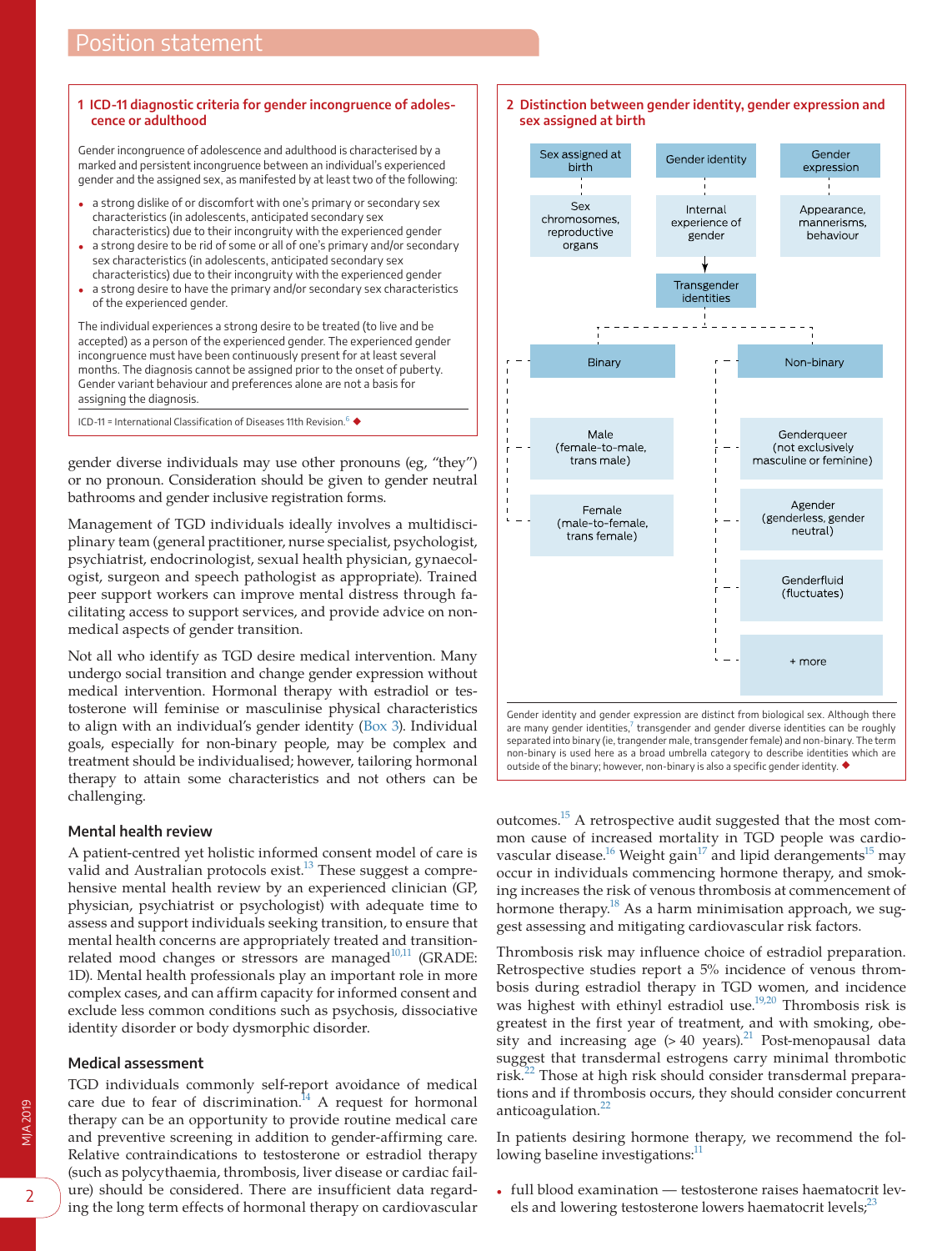### 1 ICD-11 diagnostic criteria for gender incongruence of adolescence or adulthood

Gender incongruence of adolescence and adulthood is characterised by a marked and persistent incongruence between an individual's experienced gender and the assigned sex, as manifested by at least two of the following:

- a strong dislike of or discomfort with one's primary or secondary sex characteristics (in adolescents, anticipated secondary sex characteristics) due to their incongruity with the experienced gender
- a strong desire to be rid of some or all of one's primary and/or secondary sex characteristics (in adolescents, anticipated secondary sex characteristics) due to their incongruity with the experienced gender
- a strong desire to have the primary and/or secondary sex characteristics of the experienced gender.

The individual experiences a strong desire to be treated (to live and be accepted) as a person of the experienced gender. The experienced gender incongruence must have been continuously present for at least several months. The diagnosis cannot be assigned prior to the onset of puberty. Gender variant behaviour and preferences alone are not a basis for assigning the diagnosis.

ICD-11 = International Classification of Diseases 11th Revision.[6] ◆

gender diverse individuals may use other pronouns (eg, "they") or no pronoun. Consideration should be given to gender neutral bathrooms and gender inclusive registration forms.

Management of TGD individuals ideally involves a multidisciplinary team (general practitioner, nurse specialist, psychologist, psychiatrist, endocrinologist, sexual health physician, gynaecologist, surgeon and speech pathologist as appropriate). Trained peer support workers can improve mental distress through facilitating access to support services, and provide advice on non-medical aspects of gender transition.

Not all who identify as TGD desire medical intervention. Many undergo social transition and change gender expression without medical intervention. Hormonal therapy with estradiol or testosterone will feminise or masculinise physical characteristics to align with an individual's gender identity (Box 3). Individual goals, especially for non-binary people, may be complex and treatment should be individualised; however, tailoring hormonal therapy to attain some characteristics and not others can be challenging.

### Mental health review

A patient-centred yet holistic informed consent model of care is valid and Australian protocols exist.[13] These suggest a comprehensive mental health review by an experienced clinician (GP, physician, psychiatrist or psychologist) with adequate time to assess and support individuals seeking transition, to ensure that mental health concerns are appropriately treated and transition-related mood changes or stressors are managed[10,11] (GRADE: 1D). Mental health professionals play an important role in more complex cases, and can affirm capacity for informed consent and exclude less common conditions such as psychosis, dissociative identity disorder or body dysmorphic disorder.

### Medical assessment

TGD individuals commonly self-report avoidance of medical care due to fear of discrimination.[14] A request for hormonal therapy can be an opportunity to provide routine medical care and preventive screening in addition to gender-affirming care. Relative contraindications to testosterone or estradiol therapy (such as polycythaemia, thrombosis, liver disease or cardiac failure) should be considered. There are insufficient data regarding the long term effects of hormonal therapy on cardiovascular outcomes.[15] A retrospective audit suggested that the most common cause of increased mortality in TGD people was cardiovascular disease.[16] Weight gain[17] and lipid derangements[15] may occur in individuals commencing hormone therapy, and smoking increases the risk of venous thrombosis at commencement of hormone therapy.[18] As a harm minimisation approach, we suggest assessing and mitigating cardiovascular risk factors.

### 2 Distinction between gender identity, gender expression and sex assigned at birth

- **Sex assigned at birth**: Sex chromosomes, reproductive organs
- **Gender identity**: Internal experience of gender → Transgender identities
  - **Binary**
    - Male (female-to-male, trans male)
    - Female (male-to-female, trans female)
  - **Non-binary**
    - Genderqueer (not exclusively masculine or feminine)
    - Agender (genderless, gender neutral)
    - Genderfluid (fluctuates)
    - + more
- **Gender expression**: Appearance, mannerisms, behaviour

Gender identity and gender expression are distinct from biological sex. Although there are many gender identities,[7] transgender and gender diverse identities can be roughly separated into binary (ie, transgender male, transgender female) and non-binary. The term non-binary is used here as a broad umbrella category to describe identities which are outside of the binary; however, non-binary is also a specific gender identity. ◆

Thrombosis risk may influence choice of estradiol preparation. Retrospective studies report a 5% incidence of venous thrombosis during estradiol therapy in TGD women, and incidence was highest with ethinyl estradiol use.[19,20] Thrombosis risk is greatest in the first year of treatment, and with smoking, obesity and increasing age (> 40 years).[21] Post-menopausal data suggest that transdermal estrogens carry minimal thrombotic risk.[22] Those at high risk should consider transdermal preparations and if thrombosis occurs, they should consider concurrent anticoagulation.[22]

In patients desiring hormone therapy, we recommend the following baseline investigations:[11]

- full blood examination — testosterone raises haematocrit levels and lowering testosterone lowers haematocrit levels;[23]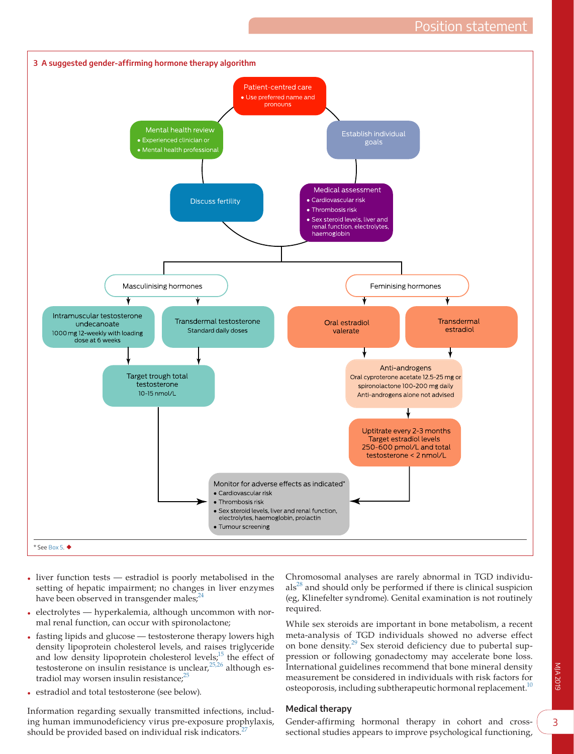**3 A suggested gender-affirming hormone therapy algorithm**

**Patient-centred care**
- Use preferred name and pronouns

**Establish individual goals**

**Medical assessment**
- Cardiovascular risk
- Thrombosis risk
- Sex steroid levels, liver and renal function, electrolytes, haemoglobin

**Discuss fertility**

**Mental health review**
- Experienced clinician or
- Mental health professional

**Masculinising hormones**

- Intramuscular testosterone undecanoate — 1000 mg 12-weekly with loading dose at 6 weeks
- Transdermal testosterone — Standard daily doses

→ Target trough total testosterone 10-15 nmol/L

**Feminising hormones**

- Oral estradiol valerate
- Transdermal estradiol

→ Anti-androgens: Oral cyproterone acetate 12.5-25 mg or spironolactone 100-200 mg daily. Anti-androgens alone not advised

→ Uptitrate every 2-3 months. Target estradiol levels 250-600 pmol/L and total testosterone < 2 nmol/L

**Monitor for adverse effects as indicated***
- Cardiovascular risk
- Thrombosis risk
- Sex steroid levels, liver and renal function, electrolytes, haemoglobin, prolactin
- Tumour screening

\* See Box 5. ◆

- liver function tests — estradiol is poorly metabolised in the setting of hepatic impairment; no changes in liver enzymes have been observed in transgender males;[24]
- electrolytes — hyperkalemia, although uncommon with normal renal function, can occur with spironolactone;
- fasting lipids and glucose — testosterone therapy lowers high density lipoprotein cholesterol levels, and raises triglyceride and low density lipoprotein cholesterol levels;[15] the effect of testosterone on insulin resistance is unclear,[25,26] although estradiol may worsen insulin resistance;[25]
- estradiol and total testosterone (see below).

Information regarding sexually transmitted infections, including human immunodeficiency virus pre-exposure prophylaxis, should be provided based on individual risk indicators.[27]

Chromosomal analyses are rarely abnormal in TGD individuals[28] and should only be performed if there is clinical suspicion (eg, Klinefelter syndrome). Genital examination is not routinely required.

While sex steroids are important in bone metabolism, a recent meta-analysis of TGD individuals showed no adverse effect on bone density.[29] Sex steroid deficiency due to pubertal suppression or following gonadectomy may accelerate bone loss. International guidelines recommend that bone mineral density measurement be considered in individuals with risk factors for osteoporosis, including subtherapeutic hormonal replacement.[10]

### Medical therapy

Gender-affirming hormonal therapy in cohort and cross-sectional studies appears to improve psychological functioning,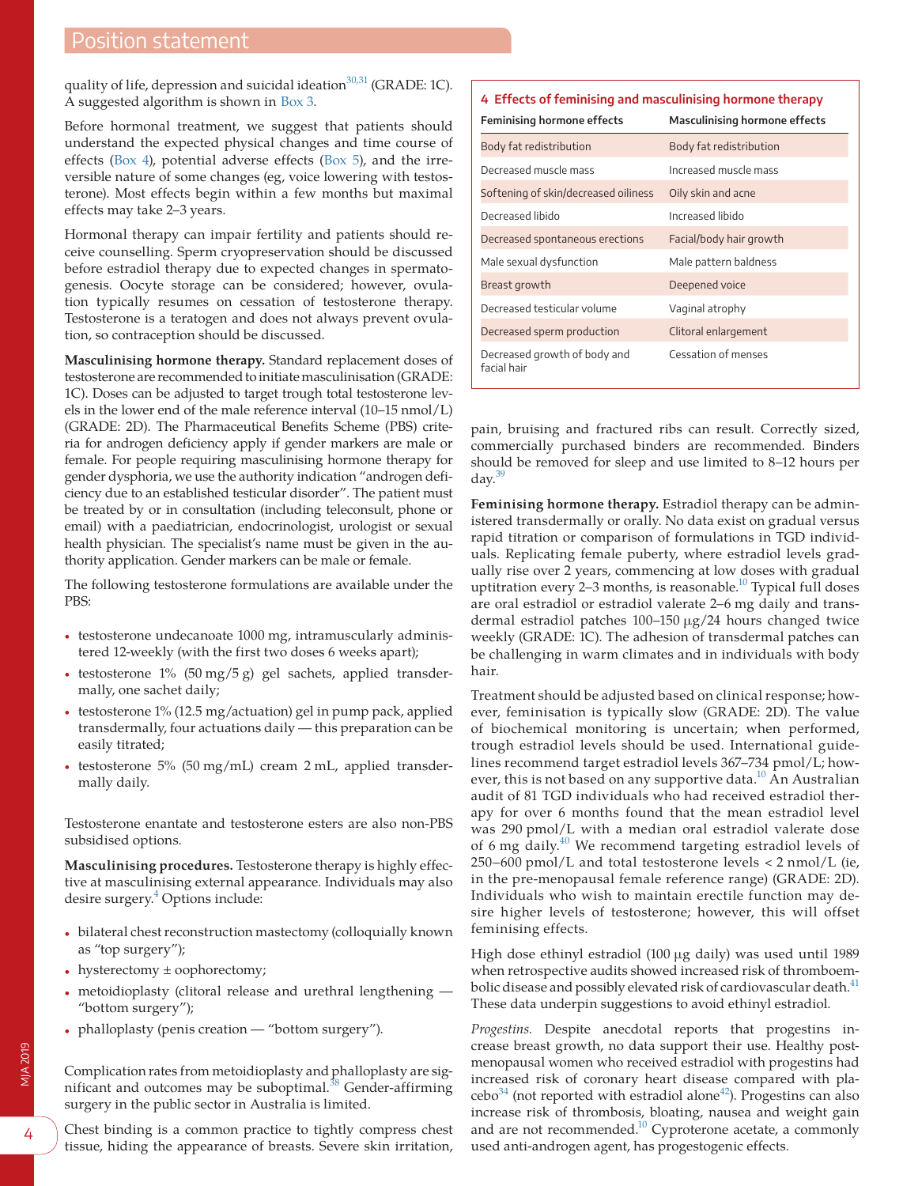quality of life, depression and suicidal ideation[30,31] (GRADE: 1C). A suggested algorithm is shown in Box 3.

Before hormonal treatment, we suggest that patients should understand the expected physical changes and time course of effects (Box 4), potential adverse effects (Box 5), and the irreversible nature of some changes (eg, voice lowering with testosterone). Most effects begin within a few months but maximal effects may take 2–3 years.

Hormonal therapy can impair fertility and patients should receive counselling. Sperm cryopreservation should be discussed before estradiol therapy due to expected changes in spermatogenesis. Oocyte storage can be considered; however, ovulation typically resumes on cessation of testosterone therapy. Testosterone is a teratogen and does not always prevent ovulation, so contraception should be discussed.

**Masculinising hormone therapy.** Standard replacement doses of testosterone are recommended to initiate masculinisation (GRADE: 1C). Doses can be adjusted to target trough total testosterone levels in the lower end of the male reference interval (10–15 nmol/L) (GRADE: 2D). The Pharmaceutical Benefits Scheme (PBS) criteria for androgen deficiency apply if gender markers are male or female. For people requiring masculinising hormone therapy for gender dysphoria, we use the authority indication "androgen deficiency due to an established testicular disorder". The patient must be treated by or in consultation (including teleconsult, phone or email) with a paediatrician, endocrinologist, urologist or sexual health physician. The specialist's name must be given in the authority application. Gender markers can be male or female.

The following testosterone formulations are available under the PBS:

- testosterone undecanoate 1000 mg, intramuscularly administered 12-weekly (with the first two doses 6 weeks apart);
- testosterone 1% (50 mg/5 g) gel sachets, applied transdermally, one sachet daily;
- testosterone 1% (12.5 mg/actuation) gel in pump pack, applied transdermally, four actuations daily — this preparation can be easily titrated;
- testosterone 5% (50 mg/mL) cream 2 mL, applied transdermally daily.

Testosterone enantate and testosterone esters are also non-PBS subsidised options.

**Masculinising procedures.** Testosterone therapy is highly effective at masculinising external appearance. Individuals may also desire surgery.[4] Options include:

- bilateral chest reconstruction mastectomy (colloquially known as "top surgery");
- hysterectomy ± oophorectomy;
- metoidioplasty (clitoral release and urethral lengthening — "bottom surgery");
- phalloplasty (penis creation — "bottom surgery").

Complication rates from metoidioplasty and phalloplasty are significant and outcomes may be suboptimal.[38] Gender-affirming surgery in the public sector in Australia is limited.

Chest binding is a common practice to tightly compress chest tissue, hiding the appearance of breasts. Severe skin irritation, pain, bruising and fractured ribs can result. Correctly sized, commercially purchased binders are recommended. Binders should be removed for sleep and use limited to 8–12 hours per day.[39]

**4 Effects of feminising and masculinising hormone therapy**

| Feminising hormone effects | Masculinising hormone effects |
|---|---|
| Body fat redistribution | Body fat redistribution |
| Decreased muscle mass | Increased muscle mass |
| Softening of skin/decreased oiliness | Oily skin and acne |
| Decreased libido | Increased libido |
| Decreased spontaneous erections | Facial/body hair growth |
| Male sexual dysfunction | Male pattern baldness |
| Breast growth | Deepened voice |
| Decreased testicular volume | Vaginal atrophy |
| Decreased sperm production | Clitoral enlargement |
| Decreased growth of body and facial hair | Cessation of menses |

**Feminising hormone therapy.** Estradiol therapy can be administered transdermally or orally. No data exist on gradual versus rapid titration or comparison of formulations in TGD individuals. Replicating female puberty, where estradiol levels gradually rise over 2 years, commencing at low doses with gradual uptitration every 2–3 months, is reasonable.[10] Typical full doses are oral estradiol or estradiol valerate 2–6 mg daily and transdermal estradiol patches 100–150 μg/24 hours changed twice weekly (GRADE: 1C). The adhesion of transdermal patches can be challenging in warm climates and in individuals with body hair.

Treatment should be adjusted based on clinical response; however, feminisation is typically slow (GRADE: 2D). The value of biochemical monitoring is uncertain; when performed, trough estradiol levels should be used. International guidelines recommend target estradiol levels 367–734 pmol/L; however, this is not based on any supportive data.[10] An Australian audit of 81 TGD individuals who had received estradiol therapy for over 6 months found that the mean estradiol level was 290 pmol/L with a median oral estradiol valerate dose of 6 mg daily.[40] We recommend targeting estradiol levels of 250–600 pmol/L and total testosterone levels < 2 nmol/L (ie, in the pre-menopausal female reference range) (GRADE: 2D). Individuals who wish to maintain erectile function may desire higher levels of testosterone; however, this will offset feminising effects.

High dose ethinyl estradiol (100 μg daily) was used until 1989 when retrospective audits showed increased risk of thromboembolic disease and possibly elevated risk of cardiovascular death.[41] These data underpin suggestions to avoid ethinyl estradiol.

*Progestins.* Despite anecdotal reports that progestins increase breast growth, no data support their use. Healthy postmenopausal women who received estradiol with progestins had increased risk of coronary heart disease compared with placebo[34] (not reported with estradiol alone[42]). Progestins can also increase risk of thrombosis, bloating, nausea and weight gain and are not recommended.[10] Cyproterone acetate, a commonly used anti-androgen agent, has progestogenic effects.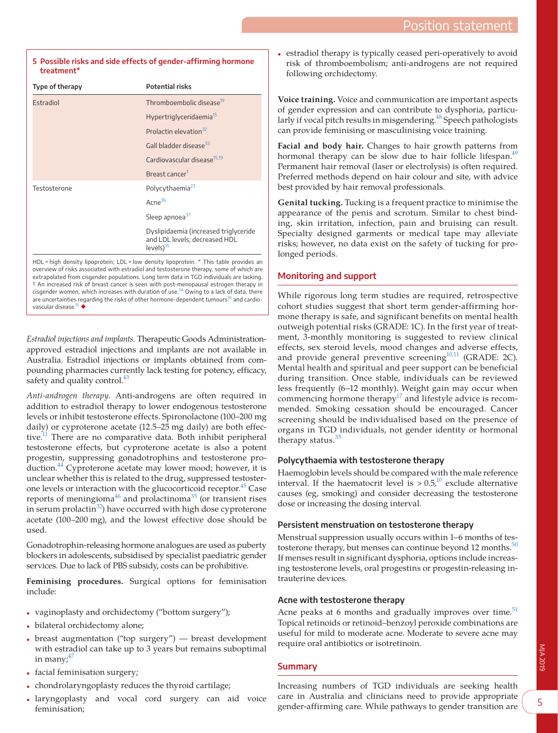**5 Possible risks and side effects of gender-affirming hormone treatment***

| Type of therapy | Potential risks |
|---|---|
| Estradiol | Thromboembolic disease[19] |
| | Hypertriglyceridaemia[15] |
| | Prolactin elevation[32] |
| | Gall bladder disease[33] |
| | Cardiovascular disease[15,19] |
| | Breast cancer† |
| Testosterone | Polycythaemia[23] |
| | Acne[36] |
| | Sleep apnoea[37] |
| | Dyslipidaemia (increased triglyceride and LDL levels; decreased HDL levels)[15] |

HDL = high density lipoprotein; LDL = low density lipoprotein. * This table provides an overview of risks associated with estradiol and testosterone therapy, some of which are extrapolated from cisgender populations. Long term data in TGD individuals are lacking. † An increased risk of breast cancer is seen with post-menopausal estrogen therapy in cisgender women, which increases with duration of use.[34] Owing to a lack of data, there are uncertainties regarding the risks of other hormone-dependent tumours[35] and cardiovascular disease.[15] ◆

*Estradiol injections and implants.* Therapeutic Goods Administration-approved estradiol injections and implants are not available in Australia. Estradiol injections or implants obtained from compounding pharmacies currently lack testing for potency, efficacy, safety and quality control.[43]

*Anti-androgen therapy.* Anti-androgens are often required in addition to estradiol therapy to lower endogenous testosterone levels or inhibit testosterone effects. Spironolactone (100–200 mg daily) or cyproterone acetate (12.5–25 mg daily) are both effective.[11] There are no comparative data. Both inhibit peripheral testosterone effects, but cyproterone acetate is also a potent progestin, suppressing gonadotrophins and testosterone production.[44] Cyproterone acetate may lower mood; however, it is unclear whether this is related to the drug, suppressed testosterone levels or interaction with the glucocorticoid receptor.[45] Case reports of meningioma[46] and prolactinoma[35] (or transient rises in serum prolactin[32]) have occurred with high dose cyproterone acetate (100–200 mg), and the lowest effective dose should be used.

Gonadotrophin-releasing hormone analogues are used as puberty blockers in adolescents, subsidised by specialist paediatric gender services. Due to lack of PBS subsidy, costs can be prohibitive.

**Feminising procedures.** Surgical options for feminisation include:

- vaginoplasty and orchidectomy ("bottom surgery");
- bilateral orchidectomy alone;
- breast augmentation ("top surgery") — breast development with estradiol can take up to 3 years but remains suboptimal in many;[47]
- facial feminisation surgery;
- chondrolaryngoplasty reduces the thyroid cartilage;
- laryngoplasty and vocal cord surgery can aid voice feminisation;
- estradiol therapy is typically ceased peri-operatively to avoid risk of thromboembolism; anti-androgens are not required following orchidectomy.

**Voice training.** Voice and communication are important aspects of gender expression and can contribute to dysphoria, particularly if vocal pitch results in misgendering.[48] Speech pathologists can provide feminising or masculinising voice training.

**Facial and body hair.** Changes to hair growth patterns from hormonal therapy can be slow due to hair follicle lifespan.[49] Permanent hair removal (laser or electrolysis) is often required. Preferred methods depend on hair colour and site, with advice best provided by hair removal professionals.

**Genital tucking.** Tucking is a frequent practice to minimise the appearance of the penis and scrotum. Similar to chest binding, skin irritation, infection, pain and bruising can result. Specialty designed garments or medical tape may alleviate risks; however, no data exist on the safety of tucking for prolonged periods.

## Monitoring and support

While rigorous long term studies are required, retrospective cohort studies suggest that short term gender-affirming hormone therapy is safe, and significant benefits on mental health outweigh potential risks (GRADE: 1C). In the first year of treatment, 3-monthly monitoring is suggested to review clinical effects, sex steroid levels, mood changes and adverse effects, and provide general preventive screening[10,11] (GRADE: 2C). Mental health and spiritual and peer support can be beneficial during transition. Once stable, individuals can be reviewed less frequently (6–12 monthly). Weight gain may occur when commencing hormone therapy[17] and lifestyle advice is recommended. Smoking cessation should be encouraged. Cancer screening should be individualised based on the presence of organs in TGD individuals, not gender identity or hormonal therapy status.[35]

### Polycythaemia with testosterone therapy

Haemoglobin levels should be compared with the male reference interval. If the haematocrit level is > 0.5,[10] exclude alternative causes (eg, smoking) and consider decreasing the testosterone dose or increasing the dosing interval.

### Persistent menstruation on testosterone therapy

Menstrual suppression usually occurs within 1–6 months of testosterone therapy, but menses can continue beyond 12 months.[50] If menses result in significant dysphoria, options include increasing testosterone levels, oral progestins or progestin-releasing intrauterine devices.

### Acne with testosterone therapy

Acne peaks at 6 months and gradually improves over time.[51] Topical retinoids or retinoid–benzoyl peroxide combinations are useful for mild to moderate acne. Moderate to severe acne may require oral antibiotics or isotretinoin.

## Summary

Increasing numbers of TGD individuals are seeking health care in Australia and clinicians need to provide appropriate gender-affirming care. While pathways to gender transition are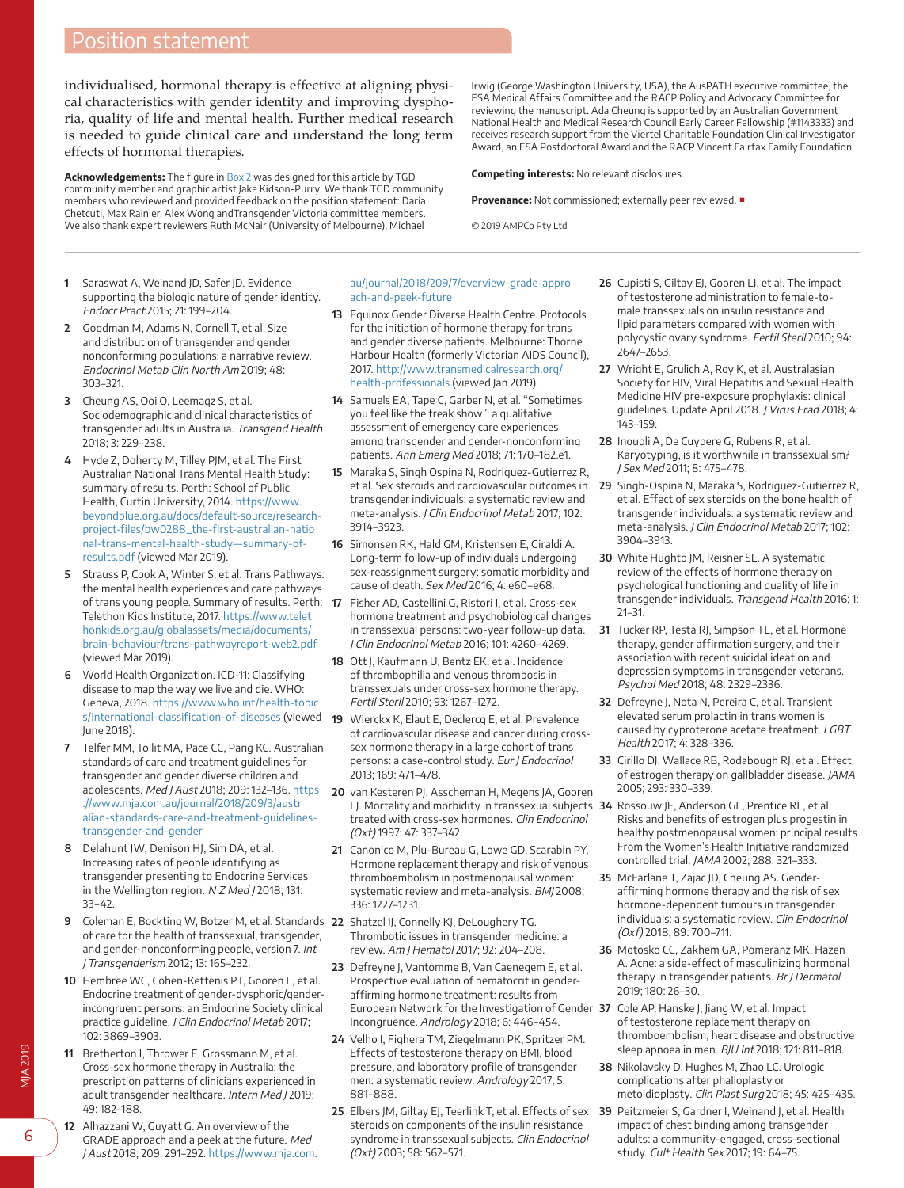individualised, hormonal therapy is effective at aligning physical characteristics with gender identity and improving dysphoria, quality of life and mental health. Further medical research is needed to guide clinical care and understand the long term effects of hormonal therapies.

**Acknowledgements:** The figure in Box 2 was designed for this article by TGD community member and graphic artist Jake Kidson-Purry. We thank TGD community members who reviewed and provided feedback on the position statement: Daria Chetcuti, Max Rainier, Alex Wong andTransgender Victoria committee members. We also thank expert reviewers Ruth McNair (University of Melbourne), Michael Irwig (George Washington University, USA), the AusPATH executive committee, the ESA Medical Affairs Committee and the RACP Policy and Advocacy Committee for reviewing the manuscript. Ada Cheung is supported by an Australian Government National Health and Medical Research Council Early Career Fellowship (#1143333) and receives research support from the Viertel Charitable Foundation Clinical Investigator Award, an ESA Postdoctoral Award and the RACP Vincent Fairfax Family Foundation.

**Competing interests:** No relevant disclosures.

**Provenance:** Not commissioned; externally peer reviewed. ■

© 2019 AMPCo Pty Ltd

1. Saraswat A, Weinand JD, Safer JD. Evidence supporting the biologic nature of gender identity. *Endocr Pract* 2015; 21: 199–204.
2. Goodman M, Adams N, Cornell T, et al. Size and distribution of transgender and gender nonconforming populations: a narrative review. *Endocrinol Metab Clin North Am* 2019; 48: 303–321.
3. Cheung AS, Ooi O, Leemaqz S, et al. Sociodemographic and clinical characteristics of transgender adults in Australia. *Transgend Health* 2018; 3: 229–238.
4. Hyde Z, Doherty M, Tilley PJM, et al. The First Australian National Trans Mental Health Study: summary of results. Perth: School of Public Health, Curtin University, 2014. https://www.beyondblue.org.au/docs/default-source/research-project-files/bw0288_the-first-australian-national-trans-mental-health-study—summary-of-results.pdf (viewed Mar 2019).
5. Strauss P, Cook A, Winter S, et al. Trans Pathways: the mental health experiences and care pathways of trans young people. Summary of results. Perth: Telethon Kids Institute, 2017. https://www.telethonkids.org.au/globalassets/media/documents/brain-behaviour/trans-pathwayreport-web2.pdf (viewed Mar 2019).
6. World Health Organization. ICD-11: Classifying disease to map the way we live and die. WHO: Geneva, 2018. https://www.who.int/health-topics/international-classification-of-diseases (viewed June 2018).
7. Telfer MM, Tollit MA, Pace CC, Pang KC. Australian standards of care and treatment guidelines for transgender and gender diverse children and adolescents. *Med J Aust* 2018; 209: 132–136. https://www.mja.com.au/journal/2018/209/3/australian-standards-care-and-treatment-guidelines-transgender-and-gender
8. Delahunt JW, Denison HJ, Sim DA, et al. Increasing rates of people identifying as transgender presenting to Endocrine Services in the Wellington region. *N Z Med J* 2018; 131: 33–42.
9. Coleman E, Bockting W, Botzer M, et al. Standards of care for the health of transsexual, transgender, and gender-nonconforming people, version 7. *Int J Transgenderism* 2012; 13: 165–232.
10. Hembree WC, Cohen-Kettenis PT, Gooren L, et al. Endocrine treatment of gender-dysphoric/gender-incongruent persons: an Endocrine Society clinical practice guideline. *J Clin Endocrinol Metab* 2017; 102: 3869–3903.
11. Bretherton I, Thrower E, Grossmann M, et al. Cross-sex hormone therapy in Australia: the prescription patterns of clinicians experienced in adult transgender healthcare. *Intern Med J* 2019; 49: 182–188.
12. Alhazzani W, Guyatt G. An overview of the GRADE approach and a peek at the future. *Med J Aust* 2018; 209: 291–292. https://www.mja.com.au/journal/2018/209/7/overview-grade-approach-and-peek-future
13. Equinox Gender Diverse Health Centre. Protocols for the initiation of hormone therapy for trans and gender diverse patients. Melbourne: Thorne Harbour Health (formerly Victorian AIDS Council), 2017. http://www.transmedicalresearch.org/health-professionals (viewed Jan 2019).
14. Samuels EA, Tape C, Garber N, et al. "Sometimes you feel like the freak show": a qualitative assessment of emergency care experiences among transgender and gender-nonconforming patients. *Ann Emerg Med* 2018; 71: 170–182.e1.
15. Maraka S, Singh Ospina N, Rodriguez-Gutierrez R, et al. Sex steroids and cardiovascular outcomes in transgender individuals: a systematic review and meta-analysis. *J Clin Endocrinol Metab* 2017; 102: 3914–3923.
16. Simonsen RK, Hald GM, Kristensen E, Giraldi A. Long-term follow-up of individuals undergoing sex-reassignment surgery: somatic morbidity and cause of death. *Sex Med* 2016; 4: e60–e68.
17. Fisher AD, Castellini G, Ristori J, et al. Cross-sex hormone treatment and psychobiological changes in transsexual persons: two-year follow-up data. *J Clin Endocrinol Metab* 2016; 101: 4260–4269.
18. Ott J, Kaufmann U, Bentz EK, et al. Incidence of thrombophilia and venous thrombosis in transsexuals under cross-sex hormone therapy. *Fertil Steril* 2010; 93: 1267–1272.
19. Wierckx K, Elaut E, Declercq E, et al. Prevalence of cardiovascular disease and cancer during cross-sex hormone therapy in a large cohort of trans persons: a case-control study. *Eur J Endocrinol* 2013; 169: 471–478.
20. van Kesteren PJ, Asscheman H, Megens JA, Gooren LJ. Mortality and morbidity in transsexual subjects treated with cross-sex hormones. *Clin Endocrinol (Oxf)* 1997; 47: 337–342.
21. Canonico M, Plu-Bureau G, Lowe GD, Scarabin PY. Hormone replacement therapy and risk of venous thromboembolism in postmenopausal women: systematic review and meta-analysis. *BMJ* 2008; 336: 1227–1231.
22. Shatzel JJ, Connelly KJ, DeLoughery TG. Thrombotic issues in transgender medicine: a review. *Am J Hematol* 2017; 92: 204–208.
23. Defreyne J, Vantomme B, Van Caenegem E, et al. Prospective evaluation of hematocrit in gender-affirming hormone treatment: results from European Network for the Investigation of Gender Incongruence. *Andrology* 2018; 6: 446–454.
24. Velho I, Fighera TM, Ziegelmann PK, Spritzer PM. Effects of testosterone therapy on BMI, blood pressure, and laboratory profile of transgender men: a systematic review. *Andrology* 2017; 5: 881–888.
25. Elbers JM, Giltay EJ, Teerlink T, et al. Effects of sex steroids on components of the insulin resistance syndrome in transsexual subjects. *Clin Endocrinol (Oxf)* 2003; 58: 562–571.
26. Cupisti S, Giltay EJ, Gooren LJ, et al. The impact of testosterone administration to female-to-male transsexuals on insulin resistance and lipid parameters compared with women with polycystic ovary syndrome. *Fertil Steril* 2010; 94: 2647–2653.
27. Wright E, Grulich A, Roy K, et al. Australasian Society for HIV, Viral Hepatitis and Sexual Health Medicine HIV pre-exposure prophylaxis: clinical guidelines. Update April 2018. *J Virus Erad* 2018; 4: 143–159.
28. Inoubli A, De Cuypere G, Rubens R, et al. Karyotyping, is it worthwhile in transsexualism? *J Sex Med* 2011; 8: 475–478.
29. Singh-Ospina N, Maraka S, Rodriguez-Gutierrez R, et al. Effect of sex steroids on the bone health of transgender individuals: a systematic review and meta-analysis. *J Clin Endocrinol Metab* 2017; 102: 3904–3913.
30. White Hughto JM, Reisner SL. A systematic review of the effects of hormone therapy on psychological functioning and quality of life in transgender individuals. *Transgend Health* 2016; 1: 21–31.
31. Tucker RP, Testa RJ, Simpson TL, et al. Hormone therapy, gender affirmation surgery, and their association with recent suicidal ideation and depression symptoms in transgender veterans. *Psychol Med* 2018; 48: 2329–2336.
32. Defreyne J, Nota N, Pereira C, et al. Transient elevated serum prolactin in trans women is caused by cyproterone acetate treatment. *LGBT Health* 2017; 4: 328–336.
33. Cirillo DJ, Wallace RB, Rodabough RJ, et al. Effect of estrogen therapy on gallbladder disease. *JAMA* 2005; 293: 330–339.
34. Rossouw JE, Anderson GL, Prentice RL, et al. Risks and benefits of estrogen plus progestin in healthy postmenopausal women: principal results From the Women's Health Initiative randomized controlled trial. *JAMA* 2002; 288: 321–333.
35. McFarlane T, Zajac JD, Cheung AS. Gender-affirming hormone therapy and the risk of sex hormone-dependent tumours in transgender individuals: a systematic review. *Clin Endocrinol (Oxf)* 2018; 89: 700–711.
36. Motosko CC, Zakhem GA, Pomeranz MK, Hazen A. Acne: a side-effect of masculinizing hormonal therapy in transgender patients. *Br J Dermatol* 2019; 180: 26–30.
37. Cole AP, Hanske J, Jiang W, et al. Impact of testosterone replacement therapy on thromboembolism, heart disease and obstructive sleep apnoea in men. *BJU Int* 2018; 121: 811–818.
38. Nikolavsky D, Hughes M, Zhao LC. Urologic complications after phalloplasty or metoidioplasty. *Clin Plast Surg* 2018; 45: 425–435.
39. Peitzmeier S, Gardner I, Weinand J, et al. Health impact of chest binding among transgender adults: a community-engaged, cross-sectional study. *Cult Health Sex* 2017; 19: 64–75.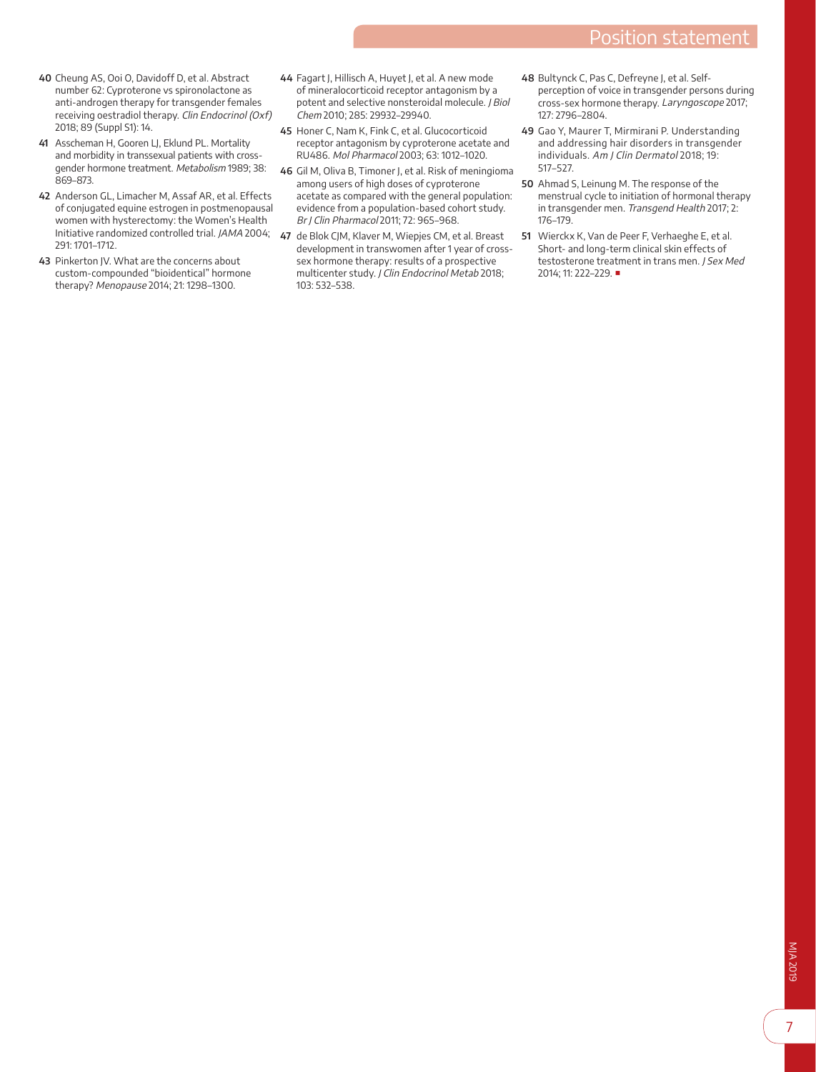40 Cheung AS, Ooi O, Davidoff D, et al. Abstract number 62: Cyproterone vs spironolactone as anti-androgen therapy for transgender females receiving oestradiol therapy. *Clin Endocrinol (Oxf)* 2018; 89 (Suppl S1): 14.

41 Asscheman H, Gooren LJ, Eklund PL. Mortality and morbidity in transsexual patients with cross-gender hormone treatment. *Metabolism* 1989; 38: 869–873.

42 Anderson GL, Limacher M, Assaf AR, et al. Effects of conjugated equine estrogen in postmenopausal women with hysterectomy: the Women's Health Initiative randomized controlled trial. *JAMA* 2004; 291: 1701–1712.

43 Pinkerton JV. What are the concerns about custom-compounded "bioidentical" hormone therapy? *Menopause* 2014; 21: 1298–1300.

44 Fagart J, Hillisch A, Huyet J, et al. A new mode of mineralocorticoid receptor antagonism by a potent and selective nonsteroidal molecule. *J Biol Chem* 2010; 285: 29932–29940.

45 Honer C, Nam K, Fink C, et al. Glucocorticoid receptor antagonism by cyproterone acetate and RU486. *Mol Pharmacol* 2003; 63: 1012–1020.

46 Gil M, Oliva B, Timoner J, et al. Risk of meningioma among users of high doses of cyproterone acetate as compared with the general population: evidence from a population-based cohort study. *Br J Clin Pharmacol* 2011; 72: 965–968.

47 de Blok CJM, Klaver M, Wiepjes CM, et al. Breast development in transwomen after 1 year of cross-sex hormone therapy: results of a prospective multicenter study. *J Clin Endocrinol Metab* 2018; 103: 532–538.

48 Bultynck C, Pas C, Defreyne J, et al. Self-perception of voice in transgender persons during cross-sex hormone therapy. *Laryngoscope* 2017; 127: 2796–2804.

49 Gao Y, Maurer T, Mirmirani P. Understanding and addressing hair disorders in transgender individuals. *Am J Clin Dermatol* 2018; 19: 517–527.

50 Ahmad S, Leinung M. The response of the menstrual cycle to initiation of hormonal therapy in transgender men. *Transgend Health* 2017; 2: 176–179.

51 Wierckx K, Van de Peer F, Verhaeghe E, et al. Short- and long-term clinical skin effects of testosterone treatment in trans men. *J Sex Med* 2014; 11: 222–229. ■